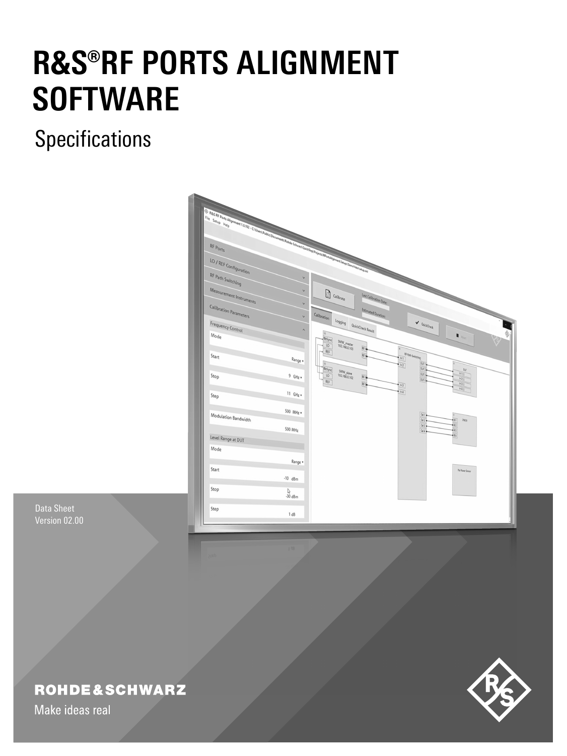# R&S®RF PORTS ALIGNMENT SOFTWARE

## Specifications

Data Sheet
Version 02.00

ROHDE&SCHWARZ

Make ideas real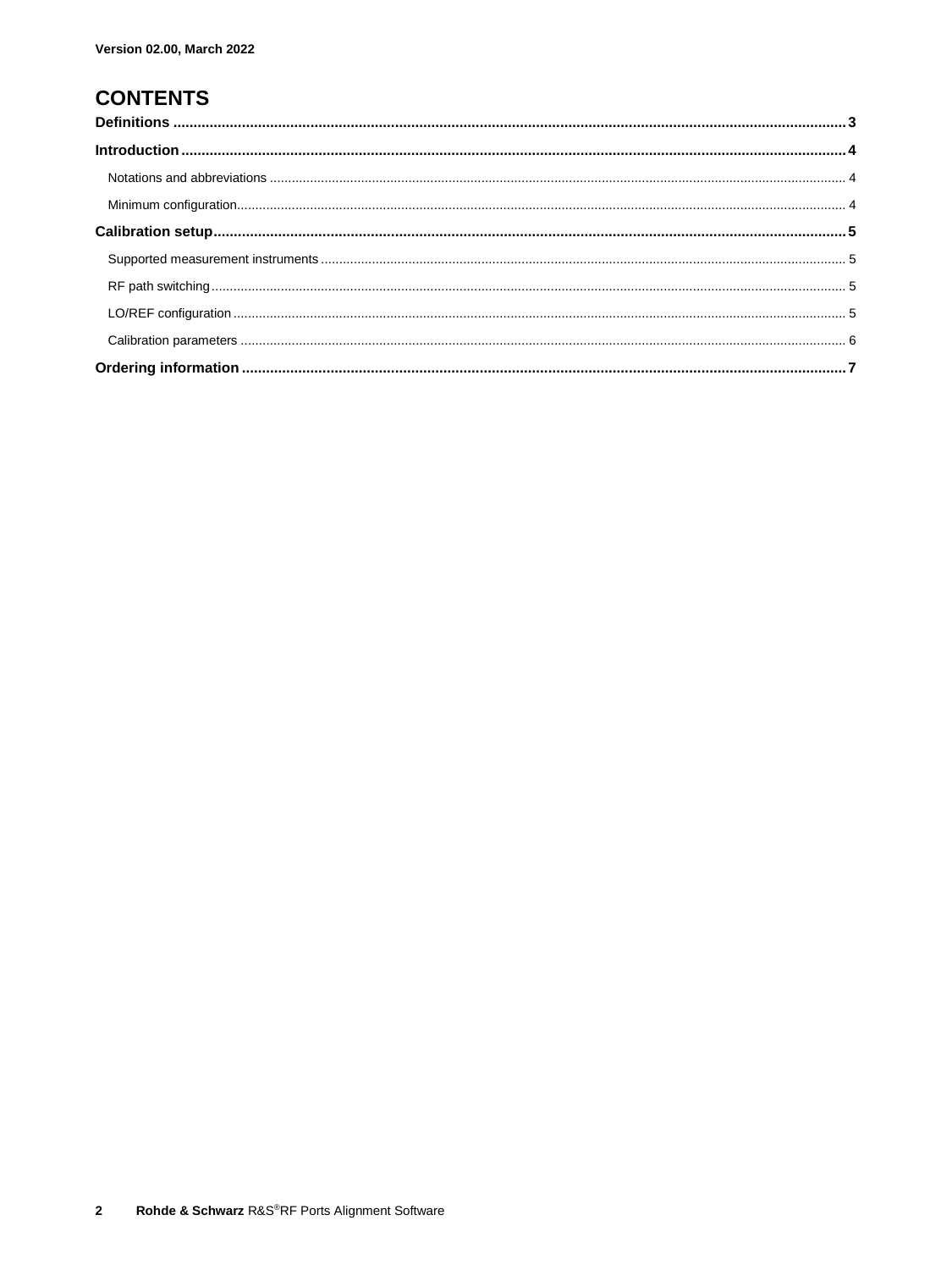Version 02.00, March 2022

# CONTENTS

**Definitions** ........................................ 3

**Introduction** ........................................ 4

- Notations and abbreviations ........................................ 4
- Minimum configuration ........................................ 4

**Calibration setup** ........................................ 5

- Supported measurement instruments ........................................ 5
- RF path switching ........................................ 5
- LO/REF configuration ........................................ 5
- Calibration parameters ........................................ 6

**Ordering information** ........................................ 7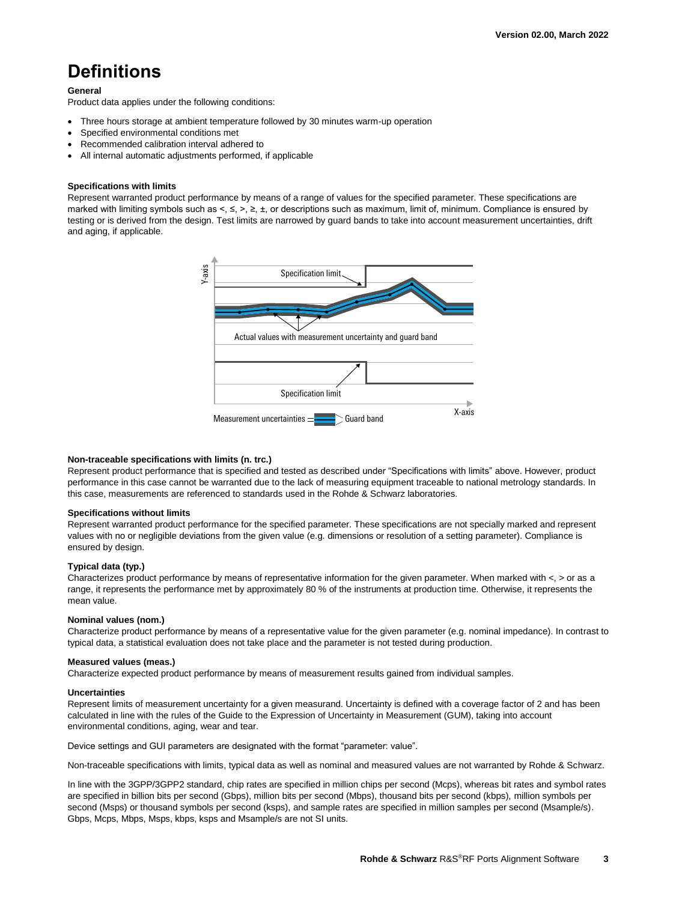// Version 02.00, March 2022 is a running header — omit.

# Definitions

**General**

Product data applies under the following conditions:

- Three hours storage at ambient temperature followed by 30 minutes warm-up operation
- Specified environmental conditions met
- Recommended calibration interval adhered to
- All internal automatic adjustments performed, if applicable

**Specifications with limits**

Represent warranted product performance by means of a range of values for the specified parameter. These specifications are marked with limiting symbols such as <, ≤, >, ≥, ±, or descriptions such as maximum, limit of, minimum. Compliance is ensured by testing or is derived from the design. Test limits are narrowed by guard bands to take into account measurement uncertainties, drift and aging, if applicable.

**Non-traceable specifications with limits (n. trc.)**

Represent product performance that is specified and tested as described under "Specifications with limits" above. However, product performance in this case cannot be warranted due to the lack of measuring equipment traceable to national metrology standards. In this case, measurements are referenced to standards used in the Rohde & Schwarz laboratories.

**Specifications without limits**

Represent warranted product performance for the specified parameter. These specifications are not specially marked and represent values with no or negligible deviations from the given value (e.g. dimensions or resolution of a setting parameter). Compliance is ensured by design.

**Typical data (typ.)**

Characterizes product performance by means of representative information for the given parameter. When marked with <, > or as a range, it represents the performance met by approximately 80 % of the instruments at production time. Otherwise, it represents the mean value.

**Nominal values (nom.)**

Characterize product performance by means of a representative value for the given parameter (e.g. nominal impedance). In contrast to typical data, a statistical evaluation does not take place and the parameter is not tested during production.

**Measured values (meas.)**

Characterize expected product performance by means of measurement results gained from individual samples.

**Uncertainties**

Represent limits of measurement uncertainty for a given measurand. Uncertainty is defined with a coverage factor of 2 and has been calculated in line with the rules of the Guide to the Expression of Uncertainty in Measurement (GUM), taking into account environmental conditions, aging, wear and tear.

Device settings and GUI parameters are designated with the format "parameter: value".

Non-traceable specifications with limits, typical data as well as nominal and measured values are not warranted by Rohde & Schwarz.

In line with the 3GPP/3GPP2 standard, chip rates are specified in million chips per second (Mcps), whereas bit rates and symbol rates are specified in billion bits per second (Gbps), million bits per second (Mbps), thousand bits per second (kbps), million symbols per second (Msps) or thousand symbols per second (ksps), and sample rates are specified in million samples per second (Msample/s). Gbps, Mcps, Mbps, Msps, kbps, ksps and Msample/s are not SI units.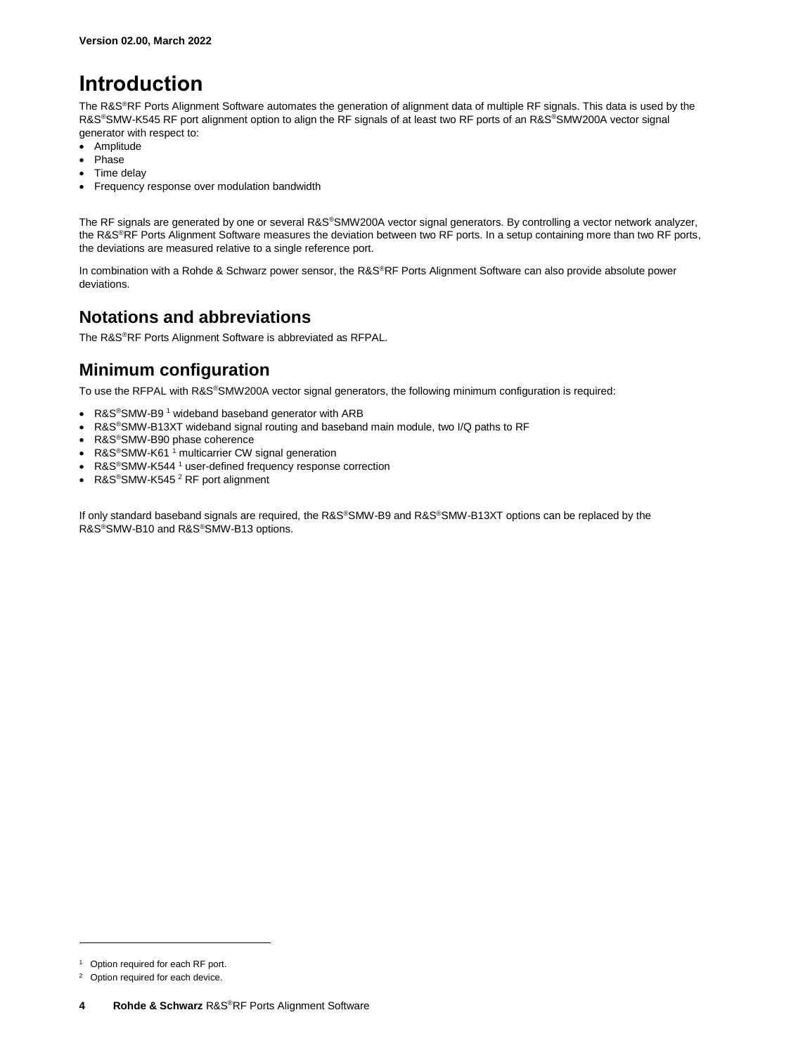# Introduction

The R&S®RF Ports Alignment Software automates the generation of alignment data of multiple RF signals. This data is used by the R&S®SMW-K545 RF port alignment option to align the RF signals of at least two RF ports of an R&S®SMW200A vector signal generator with respect to:

- Amplitude
- Phase
- Time delay
- Frequency response over modulation bandwidth

The RF signals are generated by one or several R&S®SMW200A vector signal generators. By controlling a vector network analyzer, the R&S®RF Ports Alignment Software measures the deviation between two RF ports. In a setup containing more than two RF ports, the deviations are measured relative to a single reference port.

In combination with a Rohde & Schwarz power sensor, the R&S®RF Ports Alignment Software can also provide absolute power deviations.

## Notations and abbreviations

The R&S®RF Ports Alignment Software is abbreviated as RFPAL.

## Minimum configuration

To use the RFPAL with R&S®SMW200A vector signal generators, the following minimum configuration is required:

- R&S®SMW-B9 [1] wideband baseband generator with ARB
- R&S®SMW-B13XT wideband signal routing and baseband main module, two I/Q paths to RF
- R&S®SMW-B90 phase coherence
- R&S®SMW-K61 [1] multicarrier CW signal generation
- R&S®SMW-K544 [1] user-defined frequency response correction
- R&S®SMW-K545 [2] RF port alignment

If only standard baseband signals are required, the R&S®SMW-B9 and R&S®SMW-B13XT options can be replaced by the R&S®SMW-B10 and R&S®SMW-B13 options.

[1] Option required for each RF port.

[2] Option required for each device.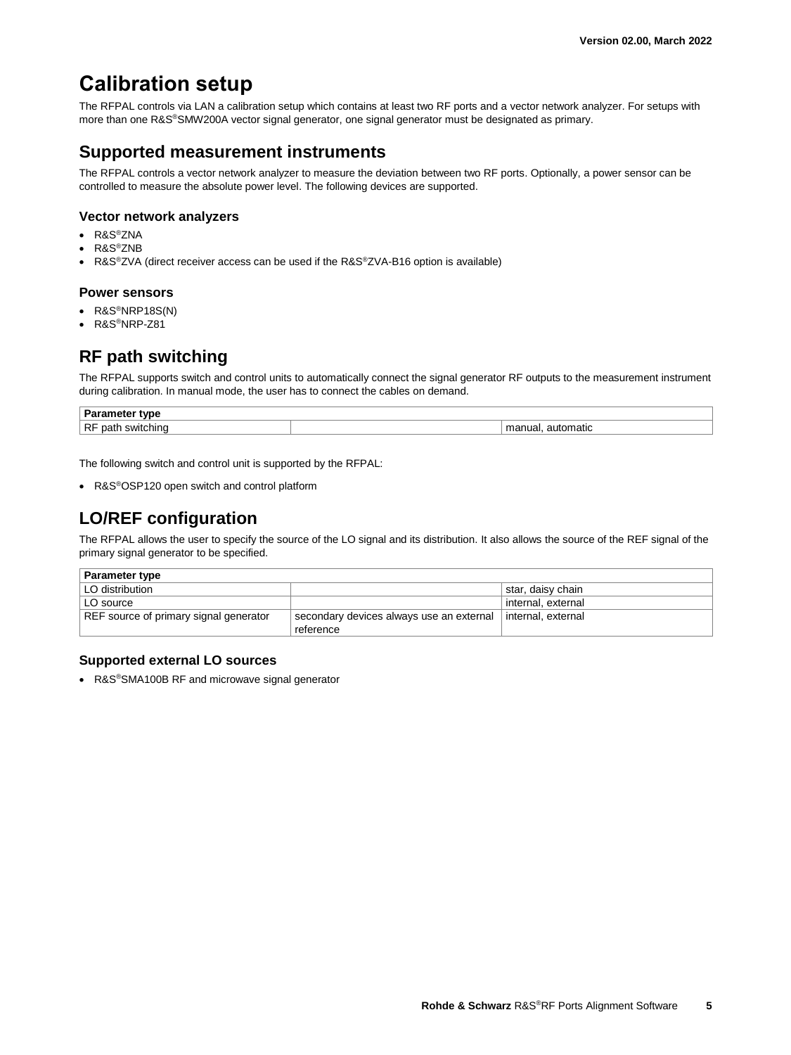# Calibration setup

The RFPAL controls via LAN a calibration setup which contains at least two RF ports and a vector network analyzer. For setups with more than one R&S®SMW200A vector signal generator, one signal generator must be designated as primary.

## Supported measurement instruments

The RFPAL controls a vector network analyzer to measure the deviation between two RF ports. Optionally, a power sensor can be controlled to measure the absolute power level. The following devices are supported.

### Vector network analyzers

- R&S®ZNA
- R&S®ZNB
- R&S®ZVA (direct receiver access can be used if the R&S®ZVA-B16 option is available)

### Power sensors

- R&S®NRP18S(N)
- R&S®NRP-Z81

## RF path switching

The RFPAL supports switch and control units to automatically connect the signal generator RF outputs to the measurement instrument during calibration. In manual mode, the user has to connect the cables on demand.

| Parameter type | | |
|---|---|---|
| RF path switching | | manual, automatic |

The following switch and control unit is supported by the RFPAL:

- R&S®OSP120 open switch and control platform

## LO/REF configuration

The RFPAL allows the user to specify the source of the LO signal and its distribution. It also allows the source of the REF signal of the primary signal generator to be specified.

| Parameter type | | |
|---|---|---|
| LO distribution | | star, daisy chain |
| LO source | | internal, external |
| REF source of primary signal generator | secondary devices always use an external reference | internal, external |

### Supported external LO sources

- R&S®SMA100B RF and microwave signal generator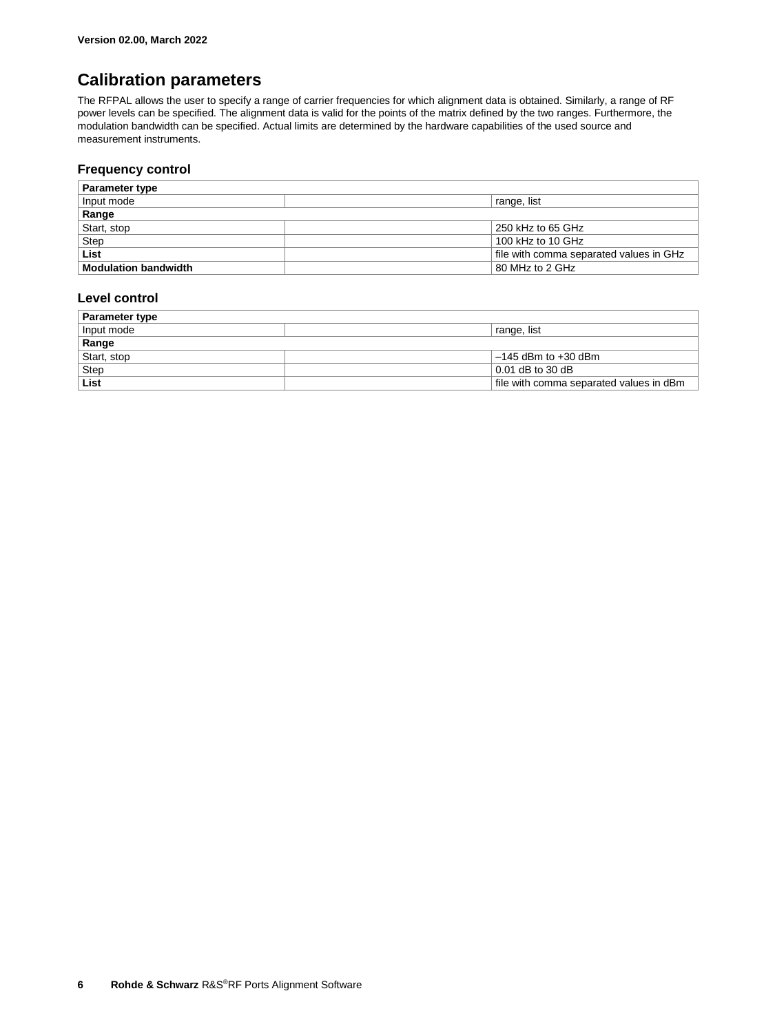## Calibration parameters

The RFPAL allows the user to specify a range of carrier frequencies for which alignment data is obtained. Similarly, a range of RF power levels can be specified. The alignment data is valid for the points of the matrix defined by the two ranges. Furthermore, the modulation bandwidth can be specified. Actual limits are determined by the hardware capabilities of the used source and measurement instruments.

### Frequency control

| **Parameter type** | | |
|---|---|---|
| Input mode | | range, list |
| **Range** | | |
| Start, stop | | 250 kHz to 65 GHz |
| Step | | 100 kHz to 10 GHz |
| **List** | | file with comma separated values in GHz |
| **Modulation bandwidth** | | 80 MHz to 2 GHz |

### Level control

| **Parameter type** | | |
|---|---|---|
| Input mode | | range, list |
| **Range** | | |
| Start, stop | | –145 dBm to +30 dBm |
| Step | | 0.01 dB to 30 dB |
| **List** | | file with comma separated values in dBm |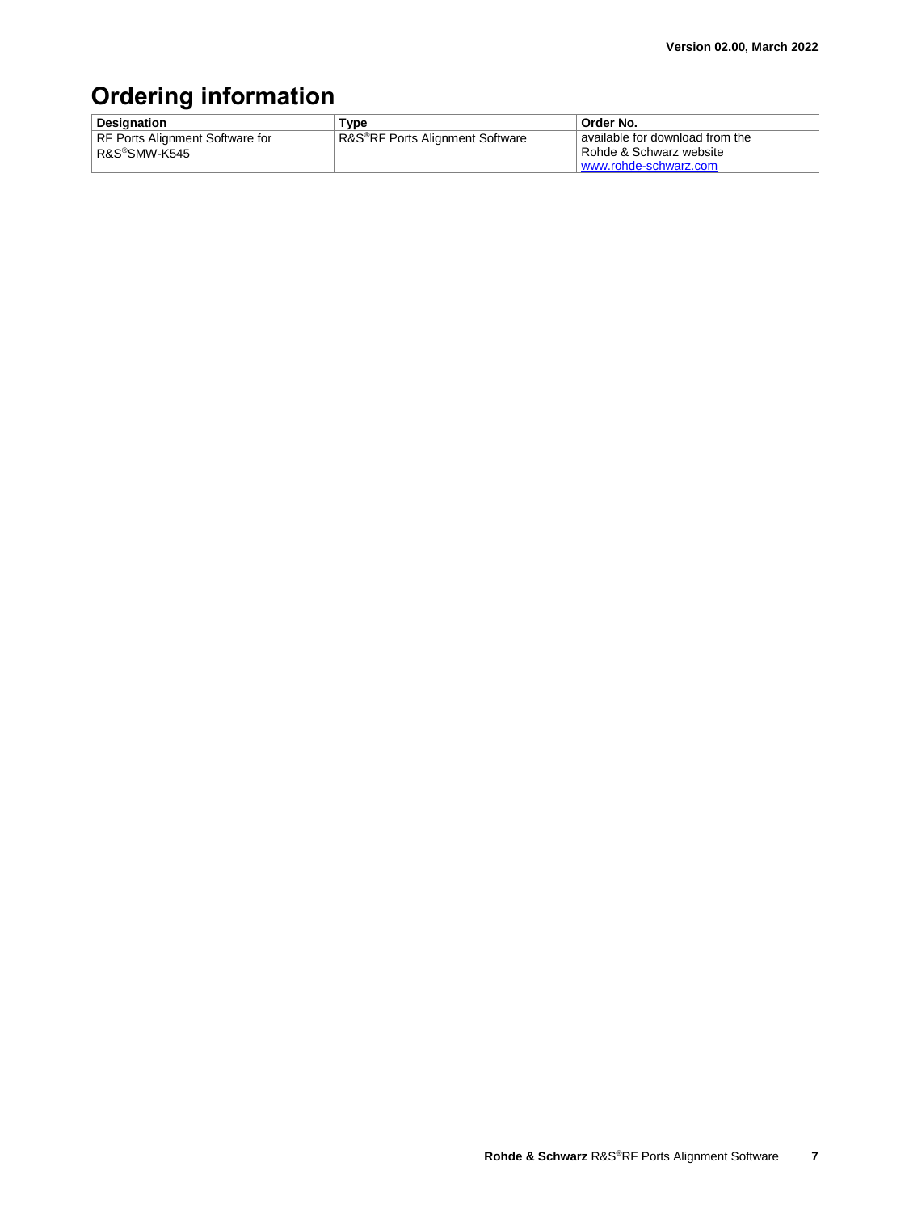# Ordering information

| Designation | Type | Order No. |
| --- | --- | --- |
| RF Ports Alignment Software for R&S®SMW-K545 | R&S®RF Ports Alignment Software | available for download from the Rohde & Schwarz website www.rohde-schwarz.com |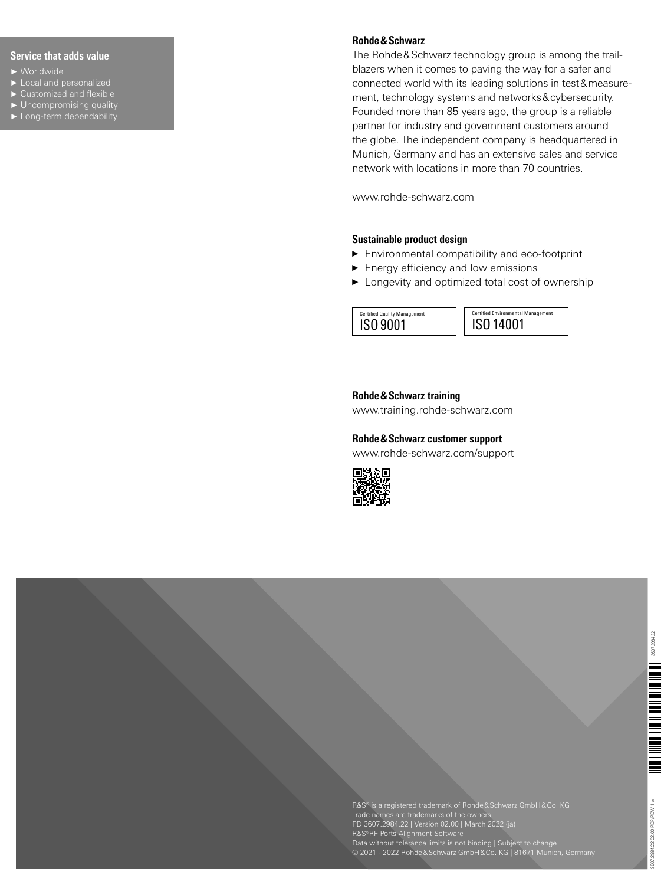### Service that adds value

- ► Worldwide
- ► Local and personalized
- ► Customized and flexible
- ► Uncompromising quality
- ► Long-term dependability

### Rohde & Schwarz

The Rohde & Schwarz technology group is among the trail-blazers when it comes to paving the way for a safer and connected world with its leading solutions in test & measurement, technology systems and networks & cybersecurity. Founded more than 85 years ago, the group is a reliable partner for industry and government customers around the globe. The independent company is headquartered in Munich, Germany and has an extensive sales and service network with locations in more than 70 countries.

www.rohde-schwarz.com

### Sustainable product design

- ► Environmental compatibility and eco-footprint
- ► Energy efficiency and low emissions
- ► Longevity and optimized total cost of ownership

Certified Quality Management
ISO 9001

Certified Environmental Management
ISO 14001

### Rohde & Schwarz training

www.training.rohde-schwarz.com

### Rohde & Schwarz customer support

www.rohde-schwarz.com/support

R&S® is a registered trademark of Rohde & Schwarz GmbH & Co. KG
Trade names are trademarks of the owners
PD 3607.2984.22 | Version 02.00 | March 2022 (ja)
R&S®RF Ports Alignment Software
Data without tolerance limits is not binding | Subject to change
© 2021 - 2022 Rohde & Schwarz GmbH & Co. KG | 81671 Munich, Germany

3607298422

3607.2984.22 02.00 PDP/PDW 1 en